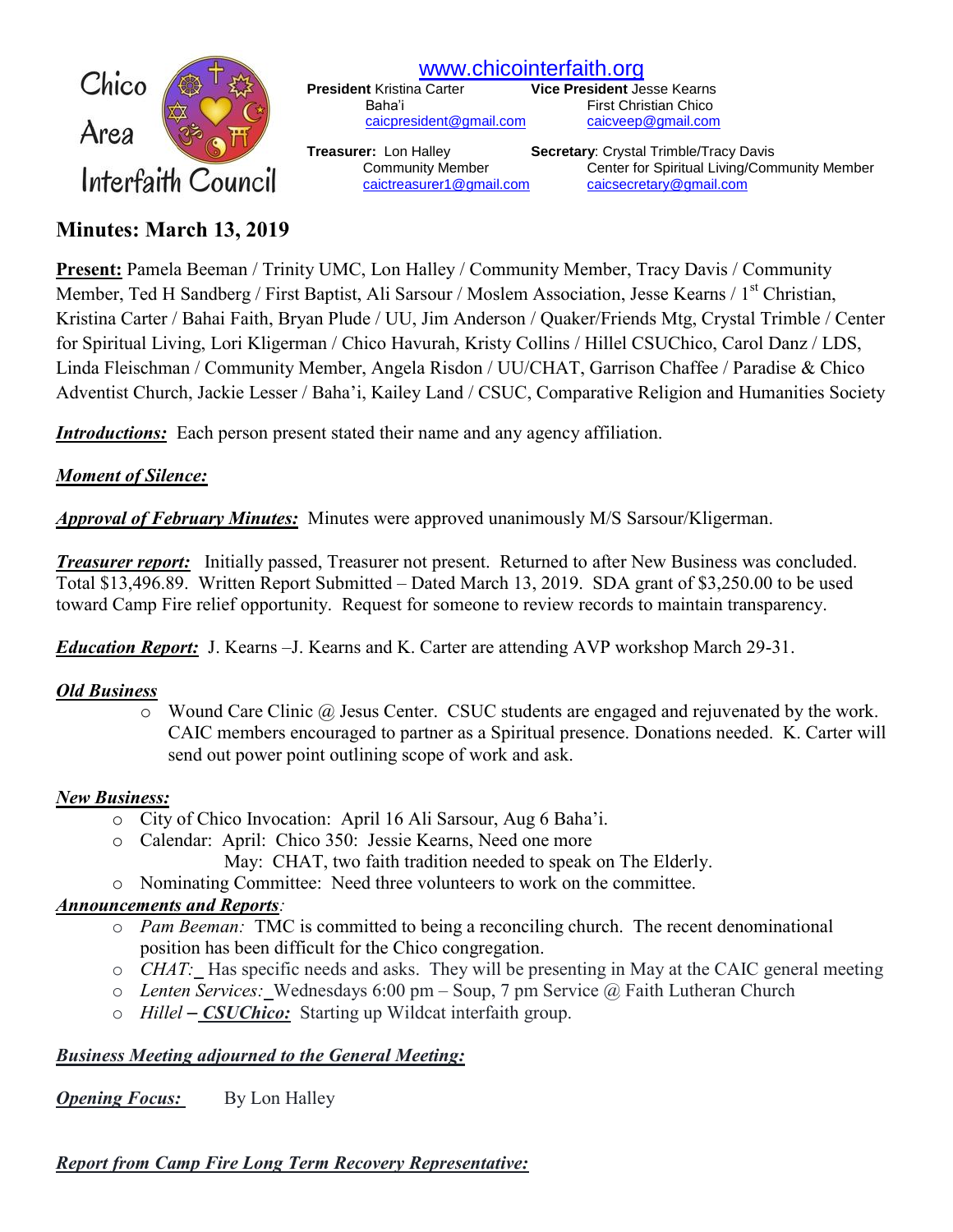# Chico Area Interfaith Council

www.chicointerfaith.org

**President** Kristina Carter
Baha'i
caicpresident@gmail.com

**Vice President** Jesse Kearns
First Christian Chico
caicveep@gmail.com

**Treasurer:** Lon Halley
Community Member
caictreasurer1@gmail.com

**Secretary**: Crystal Trimble/Tracy Davis
Center for Spiritual Living/Community Member
caicsecretary@gmail.com

## Minutes: March 13, 2019

**Present:** Pamela Beeman / Trinity UMC, Lon Halley / Community Member, Tracy Davis / Community Member, Ted H Sandberg / First Baptist, Ali Sarsour / Moslem Association, Jesse Kearns / 1st Christian, Kristina Carter / Bahai Faith, Bryan Plude / UU, Jim Anderson / Quaker/Friends Mtg, Crystal Trimble / Center for Spiritual Living, Lori Kligerman / Chico Havurah, Kristy Collins / Hillel CSUChico, Carol Danz / LDS, Linda Fleischman / Community Member, Angela Risdon / UU/CHAT, Garrison Chaffee / Paradise & Chico Adventist Church, Jackie Lesser / Baha'i, Kailey Land / CSUC, Comparative Religion and Humanities Society

***Introductions:*** Each person present stated their name and any agency affiliation.

***Moment of Silence:***

***Approval of February Minutes:*** Minutes were approved unanimously M/S Sarsour/Kligerman.

***Treasurer report:*** Initially passed, Treasurer not present. Returned to after New Business was concluded. Total $13,496.89. Written Report Submitted – Dated March 13, 2019. SDA grant of $3,250.00 to be used toward Camp Fire relief opportunity. Request for someone to review records to maintain transparency.

***Education Report:*** J. Kearns –J. Kearns and K. Carter are attending AVP workshop March 29-31.

***Old Business***

- Wound Care Clinic @ Jesus Center. CSUC students are engaged and rejuvenated by the work. CAIC members encouraged to partner as a Spiritual presence. Donations needed. K. Carter will send out power point outlining scope of work and ask.

***New Business:***

- City of Chico Invocation: April 16 Ali Sarsour, Aug 6 Baha'i.
- Calendar: April: Chico 350: Jessie Kearns, Need one more
  May: CHAT, two faith tradition needed to speak on The Elderly.
- Nominating Committee: Need three volunteers to work on the committee.

***Announcements and Reports***:

- *Pam Beeman:* TMC is committed to being a reconciling church. The recent denominational position has been difficult for the Chico congregation.
- *CHAT:* Has specific needs and asks. They will be presenting in May at the CAIC general meeting
- *Lenten Services:* Wednesdays 6:00 pm – Soup, 7 pm Service @ Faith Lutheran Church
- *Hillel* – ***CSUChico:*** Starting up Wildcat interfaith group.

***Business Meeting adjourned to the General Meeting:***

***Opening Focus:*** By Lon Halley

***Report from Camp Fire Long Term Recovery Representative:***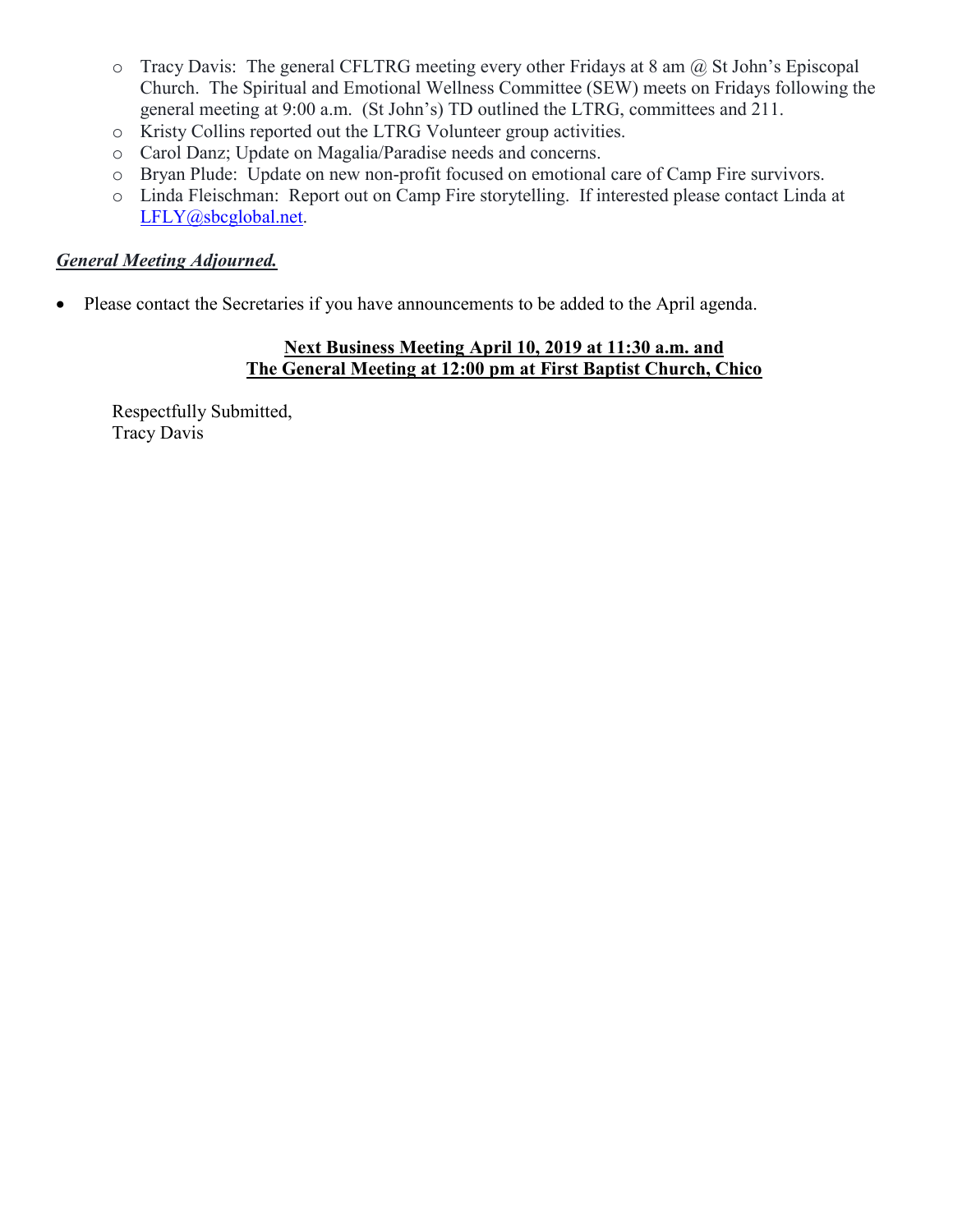- Tracy Davis: The general CFLTRG meeting every other Fridays at 8 am @ St John's Episcopal Church. The Spiritual and Emotional Wellness Committee (SEW) meets on Fridays following the general meeting at 9:00 a.m. (St John's) TD outlined the LTRG, committees and 211.
- Kristy Collins reported out the LTRG Volunteer group activities.
- Carol Danz; Update on Magalia/Paradise needs and concerns.
- Bryan Plude: Update on new non-profit focused on emotional care of Camp Fire survivors.
- Linda Fleischman: Report out on Camp Fire storytelling. If interested please contact Linda at [LFLY@sbcglobal.net](mailto:LFLY@sbcglobal.net).

***General Meeting Adjourned.***

- Please contact the Secretaries if you have announcements to be added to the April agenda.

**Next Business Meeting April 10, 2019 at 11:30 a.m. and**
**The General Meeting at 12:00 pm at First Baptist Church, Chico**

Respectfully Submitted,
Tracy Davis